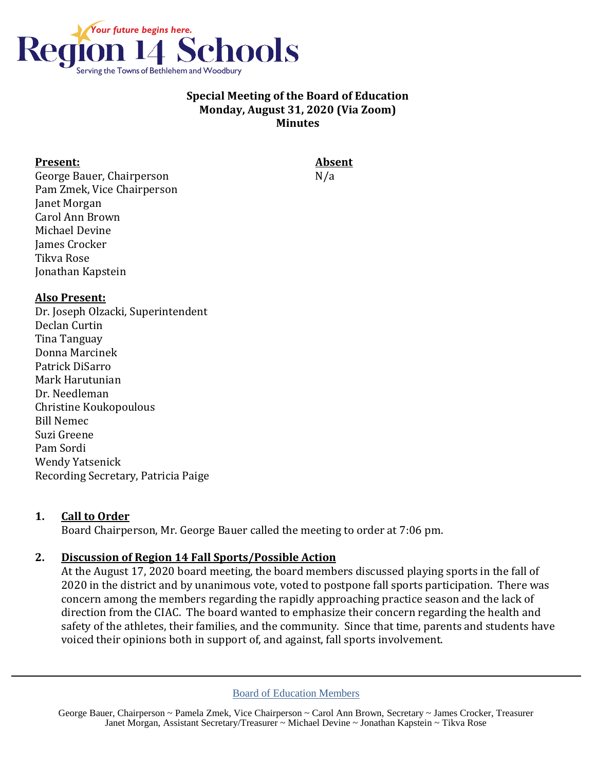Region 14 Schools
*Your future begins here.*
Serving the Towns of Bethlehem and Woodbury

**Special Meeting of the Board of Education**
**Monday, August 31, 2020 (Via Zoom)**
**Minutes**

**Present:**
George Bauer, Chairperson
Pam Zmek, Vice Chairperson
Janet Morgan
Carol Ann Brown
Michael Devine
James Crocker
Tikva Rose
Jonathan Kapstein

**Absent**
N/a

**Also Present:**
Dr. Joseph Olzacki, Superintendent
Declan Curtin
Tina Tanguay
Donna Marcinek
Patrick DiSarro
Mark Harutunian
Dr. Needleman
Christine Koukopoulous
Bill Nemec
Suzi Greene
Pam Sordi
Wendy Yatsenick
Recording Secretary, Patricia Paige

1. **Call to Order**
   Board Chairperson, Mr. George Bauer called the meeting to order at 7:06 pm.

2. **Discussion of Region 14 Fall Sports/Possible Action**
   At the August 17, 2020 board meeting, the board members discussed playing sports in the fall of 2020 in the district and by unanimous vote, voted to postpone fall sports participation. There was concern among the members regarding the rapidly approaching practice season and the lack of direction from the CIAC. The board wanted to emphasize their concern regarding the health and safety of the athletes, their families, and the community. Since that time, parents and students have voiced their opinions both in support of, and against, fall sports involvement.

---

Board of Education Members

George Bauer, Chairperson ~ Pamela Zmek, Vice Chairperson ~ Carol Ann Brown, Secretary ~ James Crocker, Treasurer
Janet Morgan, Assistant Secretary/Treasurer ~ Michael Devine ~ Jonathan Kapstein ~ Tikva Rose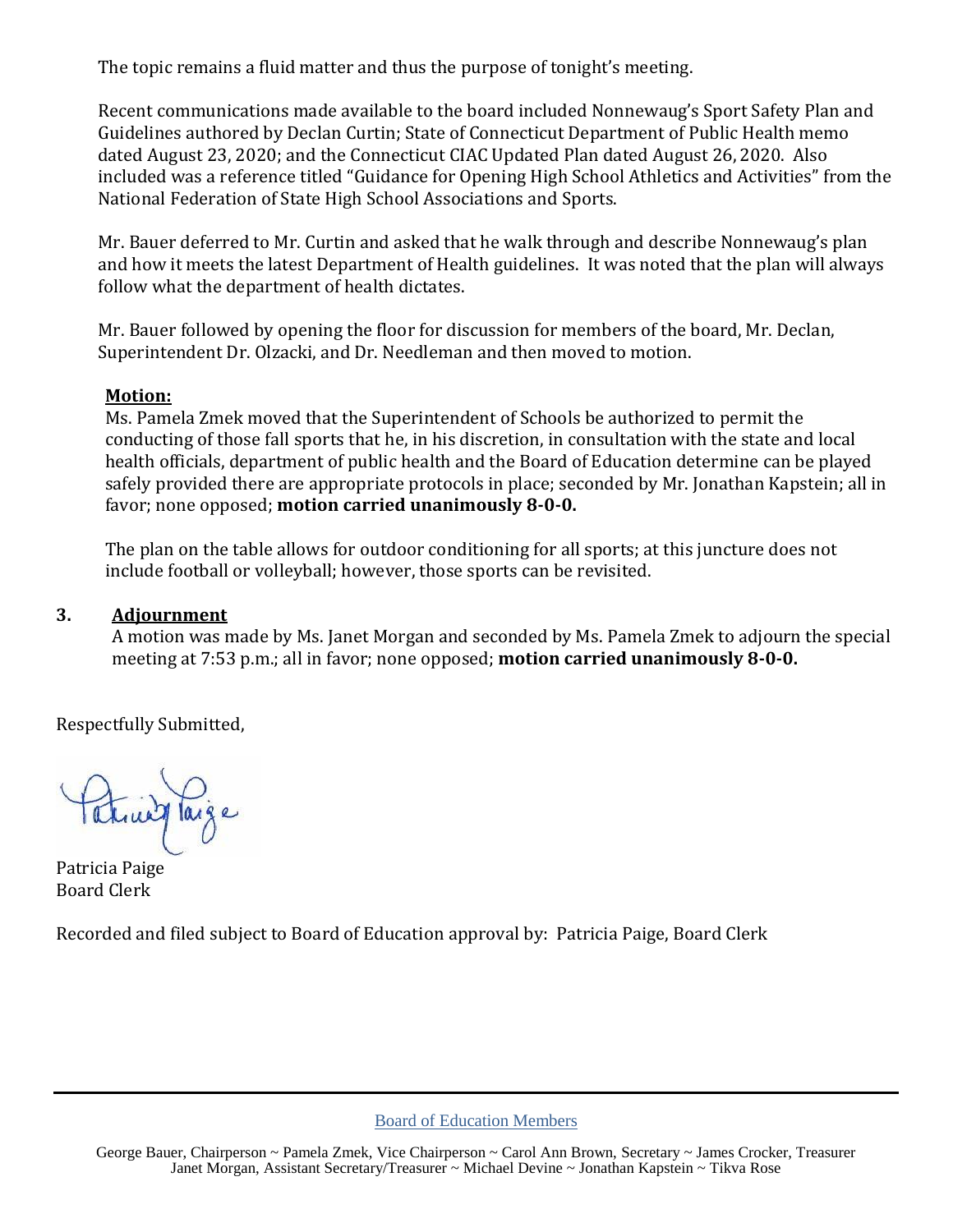The topic remains a fluid matter and thus the purpose of tonight's meeting.

Recent communications made available to the board included Nonnewaug's Sport Safety Plan and Guidelines authored by Declan Curtin; State of Connecticut Department of Public Health memo dated August 23, 2020; and the Connecticut CIAC Updated Plan dated August 26, 2020. Also included was a reference titled "Guidance for Opening High School Athletics and Activities" from the National Federation of State High School Associations and Sports.

Mr. Bauer deferred to Mr. Curtin and asked that he walk through and describe Nonnewaug's plan and how it meets the latest Department of Health guidelines. It was noted that the plan will always follow what the department of health dictates.

Mr. Bauer followed by opening the floor for discussion for members of the board, Mr. Declan, Superintendent Dr. Olzacki, and Dr. Needleman and then moved to motion.

**Motion:**
Ms. Pamela Zmek moved that the Superintendent of Schools be authorized to permit the conducting of those fall sports that he, in his discretion, in consultation with the state and local health officials, department of public health and the Board of Education determine can be played safely provided there are appropriate protocols in place; seconded by Mr. Jonathan Kapstein; all in favor; none opposed; **motion carried unanimously 8-0-0.**

The plan on the table allows for outdoor conditioning for all sports; at this juncture does not include football or volleyball; however, those sports can be revisited.

**3. Adjournment**
A motion was made by Ms. Janet Morgan and seconded by Ms. Pamela Zmek to adjourn the special meeting at 7:53 p.m.; all in favor; none opposed; **motion carried unanimously 8-0-0.**

Respectfully Submitted,

Patricia Paige
Board Clerk

Recorded and filed subject to Board of Education approval by: Patricia Paige, Board Clerk

Board of Education Members

George Bauer, Chairperson ~ Pamela Zmek, Vice Chairperson ~ Carol Ann Brown, Secretary ~ James Crocker, Treasurer
Janet Morgan, Assistant Secretary/Treasurer ~ Michael Devine ~ Jonathan Kapstein ~ Tikva Rose